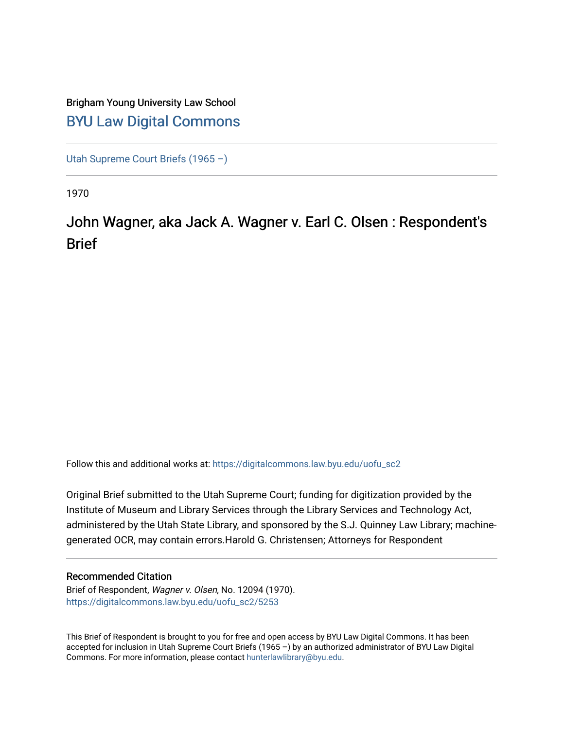Brigham Young University Law School

## BYU Law Digital Commons

Utah Supreme Court Briefs (1965 –)

1970

# John Wagner, aka Jack A. Wagner v. Earl C. Olsen : Respondent's Brief

Follow this and additional works at: https://digitalcommons.law.byu.edu/uofu_sc2

Original Brief submitted to the Utah Supreme Court; funding for digitization provided by the Institute of Museum and Library Services through the Library Services and Technology Act, administered by the Utah State Library, and sponsored by the S.J. Quinney Law Library; machine-generated OCR, may contain errors.Harold G. Christensen; Attorneys for Respondent

### Recommended Citation

Brief of Respondent, *Wagner v. Olsen*, No. 12094 (1970).
https://digitalcommons.law.byu.edu/uofu_sc2/5253

This Brief of Respondent is brought to you for free and open access by BYU Law Digital Commons. It has been accepted for inclusion in Utah Supreme Court Briefs (1965 –) by an authorized administrator of BYU Law Digital Commons. For more information, please contact hunterlawlibrary@byu.edu.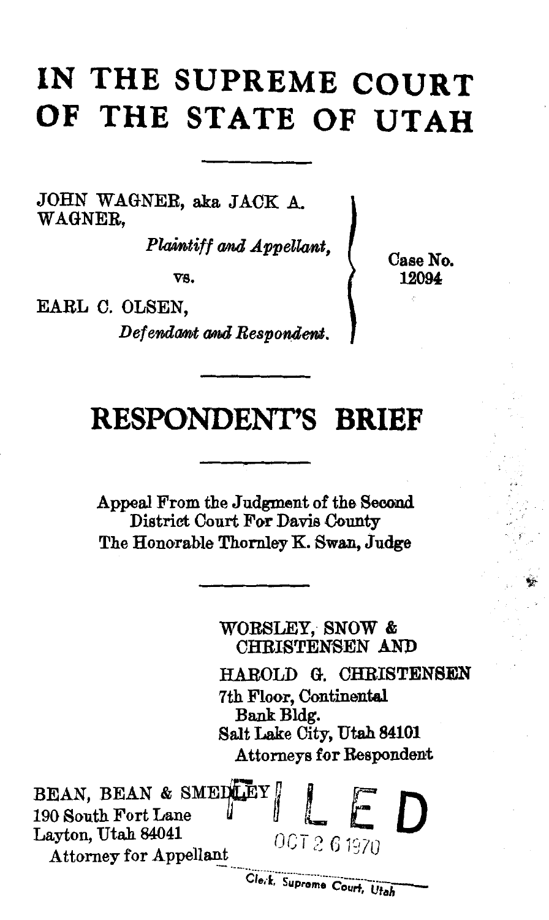# IN THE SUPREME COURT OF THE STATE OF UTAH

JOHN WAGNER, aka JACK A. WAGNER,

*Plaintiff and Appellant,*

vs.

EARL C. OLSEN,

*Defendant and Respondent.*

Case No. 12094

# RESPONDENT'S BRIEF

Appeal From the Judgment of the Second District Court For Davis County
The Honorable Thornley K. Swan, Judge

WORSLEY, SNOW & CHRISTENSEN AND
HAROLD G. CHRISTENSEN
7th Floor, Continental Bank Bldg.
Salt Lake City, Utah 84101
Attorneys for Respondent

BEAN, BEAN & SMEDLEY
190 South Fort Lane
Layton, Utah 84041
Attorney for Appellant

FILED
OCT 26 1970
Clerk, Supreme Court, Utah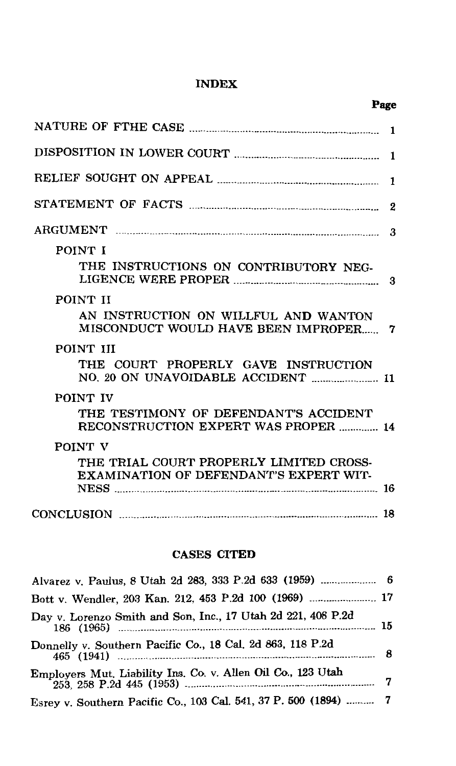# INDEX

| | Page |
|---|---|
| NATURE OF FTHE CASE | 1 |
| DISPOSITION IN LOWER COURT | 1 |
| RELIEF SOUGHT ON APPEAL | 1 |
| STATEMENT OF FACTS | 2 |
| ARGUMENT | 3 |
| POINT I<br>THE INSTRUCTIONS ON CONTRIBUTORY NEGLIGENCE WERE PROPER | 3 |
| POINT II<br>AN INSTRUCTION ON WILLFUL AND WANTON MISCONDUCT WOULD HAVE BEEN IMPROPER | 7 |
| POINT III<br>THE COURT PROPERLY GAVE INSTRUCTION NO. 20 ON UNAVOIDABLE ACCIDENT | 11 |
| POINT IV<br>THE TESTIMONY OF DEFENDANT'S ACCIDENT RECONSTRUCTION EXPERT WAS PROPER | 14 |
| POINT V<br>THE TRIAL COURT PROPERLY LIMITED CROSS-EXAMINATION OF DEFENDANT'S EXPERT WITNESS | 16 |
| CONCLUSION | 18 |

## CASES CITED

| | |
|---|---|
| Alvarez v. Paulus, 8 Utah 2d 283, 333 P.2d 633 (1959) | 6 |
| Bott v. Wendler, 203 Kan. 212, 453 P.2d 100 (1969) | 17 |
| Day v. Lorenzo Smith and Son, Inc., 17 Utah 2d 221, 408 P.2d 186 (1965) | 15 |
| Donnelly v. Southern Pacific Co., 18 Cal. 2d 863, 118 P.2d 465 (1941) | 8 |
| Employers Mut. Liability Ins. Co. v. Allen Oil Co., 123 Utah 253, 258 P.2d 445 (1953) | 7 |
| Esrey v. Southern Pacific Co., 103 Cal. 541, 37 P. 500 (1894) | 7 |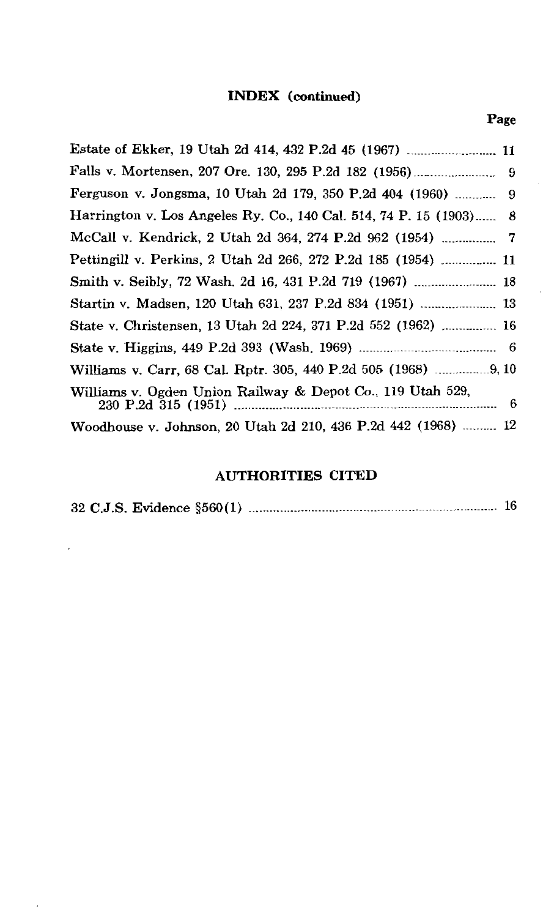## INDEX (continued)

| | Page |
|---|---|
| Estate of Ekker, 19 Utah 2d 414, 432 P.2d 45 (1967) | 11 |
| Falls v. Mortensen, 207 Ore. 130, 295 P.2d 182 (1956) | 9 |
| Ferguson v. Jongsma, 10 Utah 2d 179, 350 P.2d 404 (1960) | 9 |
| Harrington v. Los Angeles Ry. Co., 140 Cal. 514, 74 P. 15 (1903) | 8 |
| McCall v. Kendrick, 2 Utah 2d 364, 274 P.2d 962 (1954) | 7 |
| Pettingill v. Perkins, 2 Utah 2d 266, 272 P.2d 185 (1954) | 11 |
| Smith v. Seibly, 72 Wash. 2d 16, 431 P.2d 719 (1967) | 18 |
| Startin v. Madsen, 120 Utah 631, 237 P.2d 834 (1951) | 13 |
| State v. Christensen, 13 Utah 2d 224, 371 P.2d 552 (1962) | 16 |
| State v. Higgins, 449 P.2d 393 (Wash. 1969) | 6 |
| Williams v. Carr, 68 Cal. Rptr. 305, 440 P.2d 505 (1968) | 9, 10 |
| Williams v. Ogden Union Railway & Depot Co., 119 Utah 529, 230 P.2d 315 (1951) | 6 |
| Woodhouse v. Johnson, 20 Utah 2d 210, 436 P.2d 442 (1968) | 12 |

## AUTHORITIES CITED

| | |
|---|---|
| 32 C.J.S. Evidence §560(1) | 16 |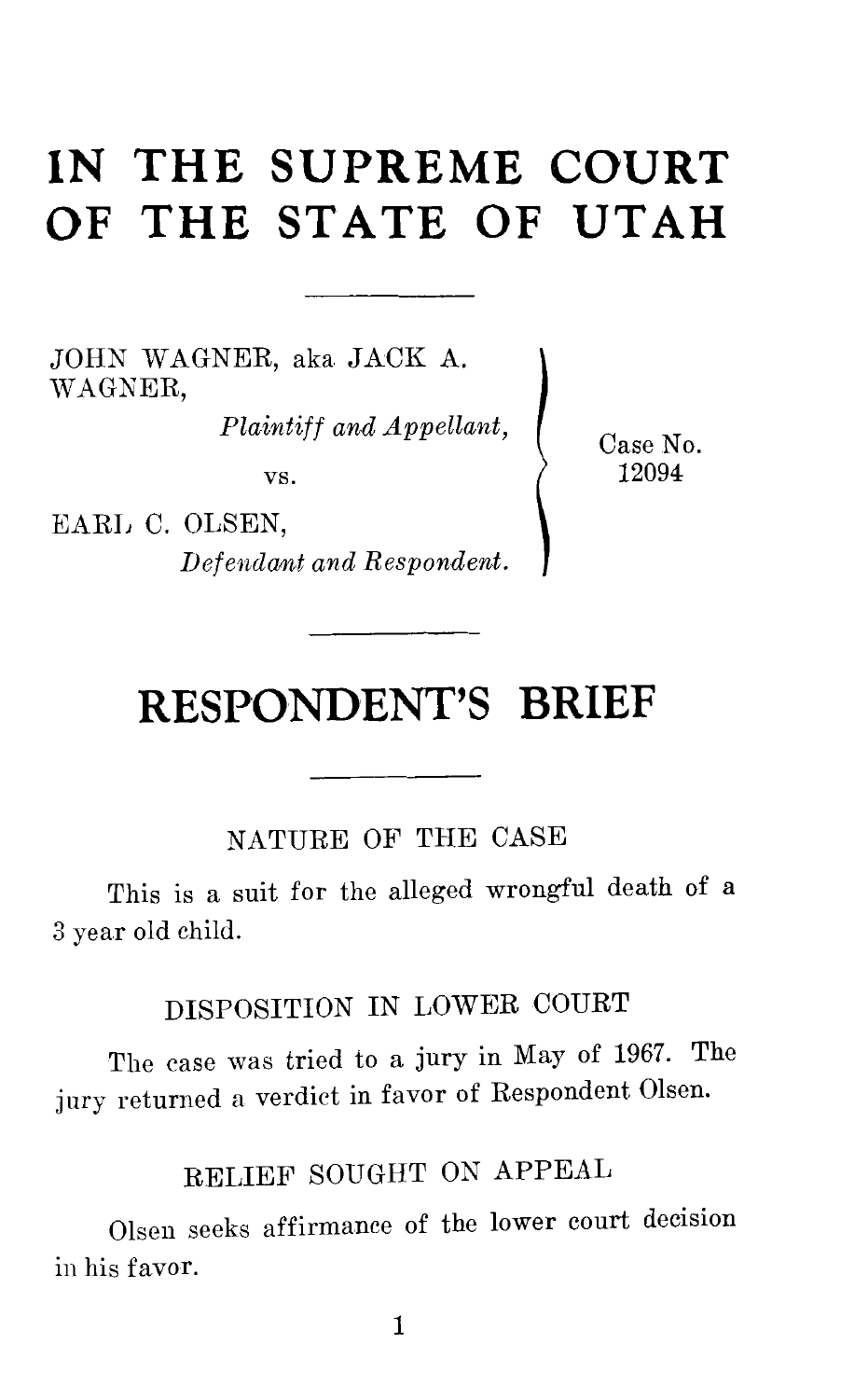# IN THE SUPREME COURT OF THE STATE OF UTAH

JOHN WAGNER, aka JACK A. WAGNER,
*Plaintiff and Appellant,*

vs.

EARL C. OLSEN,
*Defendant and Respondent.*

Case No. 12094

# RESPONDENT'S BRIEF

## NATURE OF THE CASE

This is a suit for the alleged wrongful death of a 3 year old child.

## DISPOSITION IN LOWER COURT

The case was tried to a jury in May of 1967. The jury returned a verdict in favor of Respondent Olsen.

## RELIEF SOUGHT ON APPEAL

Olsen seeks affirmance of the lower court decision in his favor.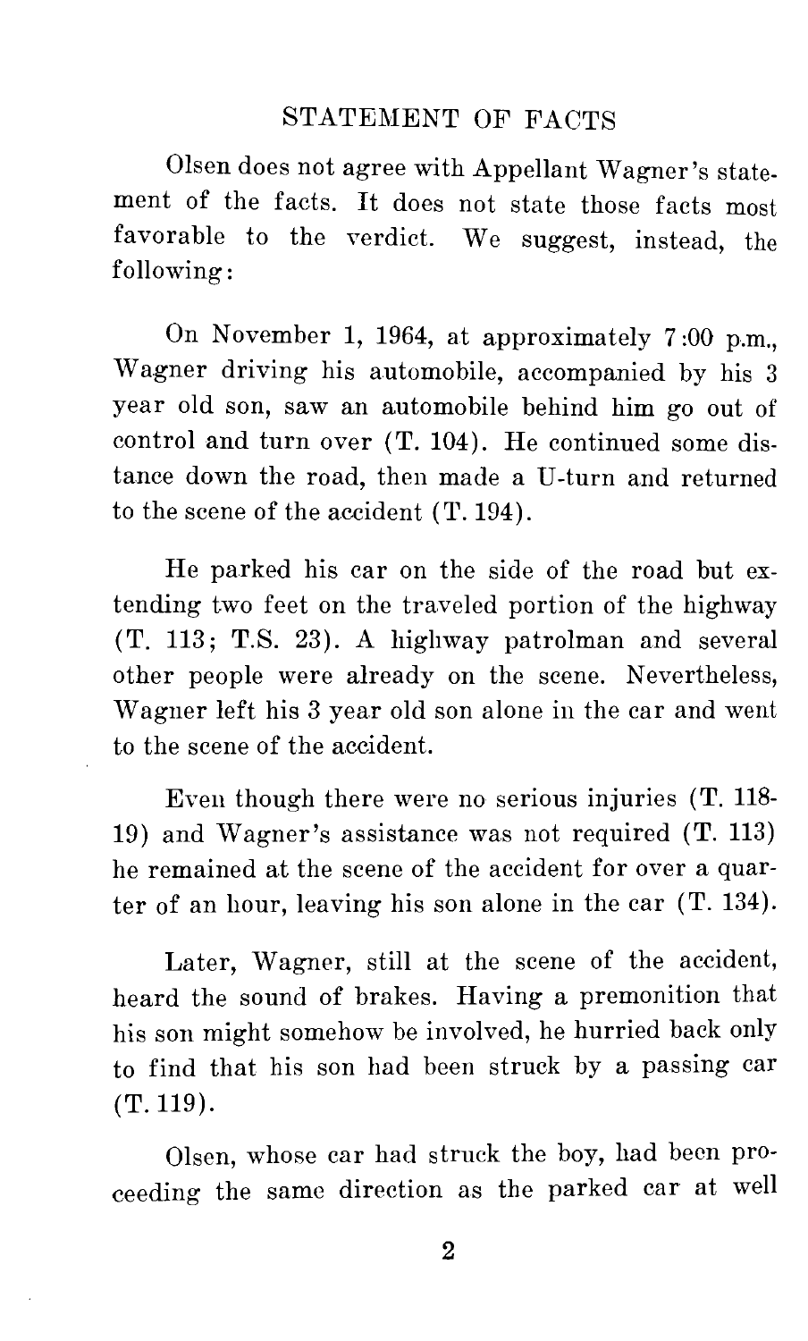## STATEMENT OF FACTS

Olsen does not agree with Appellant Wagner's statement of the facts. It does not state those facts most favorable to the verdict. We suggest, instead, the following:

On November 1, 1964, at approximately 7:00 p.m., Wagner driving his automobile, accompanied by his 3 year old son, saw an automobile behind him go out of control and turn over (T. 104). He continued some distance down the road, then made a U-turn and returned to the scene of the accident (T. 194).

He parked his car on the side of the road but extending two feet on the traveled portion of the highway (T. 113; T.S. 23). A highway patrolman and several other people were already on the scene. Nevertheless, Wagner left his 3 year old son alone in the car and went to the scene of the accident.

Even though there were no serious injuries (T. 118-19) and Wagner's assistance was not required (T. 113) he remained at the scene of the accident for over a quarter of an hour, leaving his son alone in the car (T. 134).

Later, Wagner, still at the scene of the accident, heard the sound of brakes. Having a premonition that his son might somehow be involved, he hurried back only to find that his son had been struck by a passing car (T. 119).

Olsen, whose car had struck the boy, had been proceeding the same direction as the parked car at well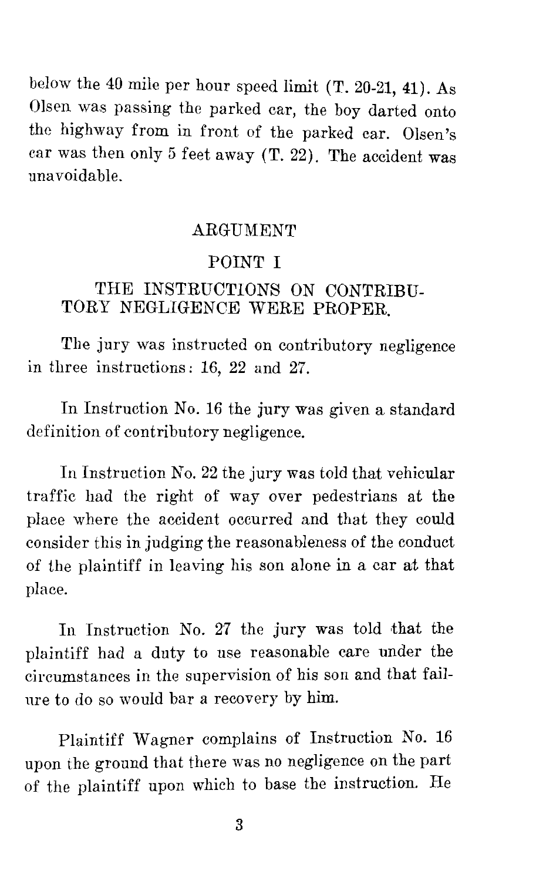below the 40 mile per hour speed limit (T. 20-21, 41). As Olsen was passing the parked car, the boy darted onto the highway from in front of the parked car. Olsen's car was then only 5 feet away (T. 22). The accident was unavoidable.

## ARGUMENT

### POINT I

### THE INSTRUCTIONS ON CONTRIBUTORY NEGLIGENCE WERE PROPER.

The jury was instructed on contributory negligence in three instructions: 16, 22 and 27.

In Instruction No. 16 the jury was given a standard definition of contributory negligence.

In Instruction No. 22 the jury was told that vehicular traffic had the right of way over pedestrians at the place where the accident occurred and that they could consider this in judging the reasonableness of the conduct of the plaintiff in leaving his son alone in a car at that place.

In Instruction No. 27 the jury was told that the plaintiff had a duty to use reasonable care under the circumstances in the supervision of his son and that failure to do so would bar a recovery by him.

Plaintiff Wagner complains of Instruction No. 16 upon the ground that there was no negligence on the part of the plaintiff upon which to base the instruction. He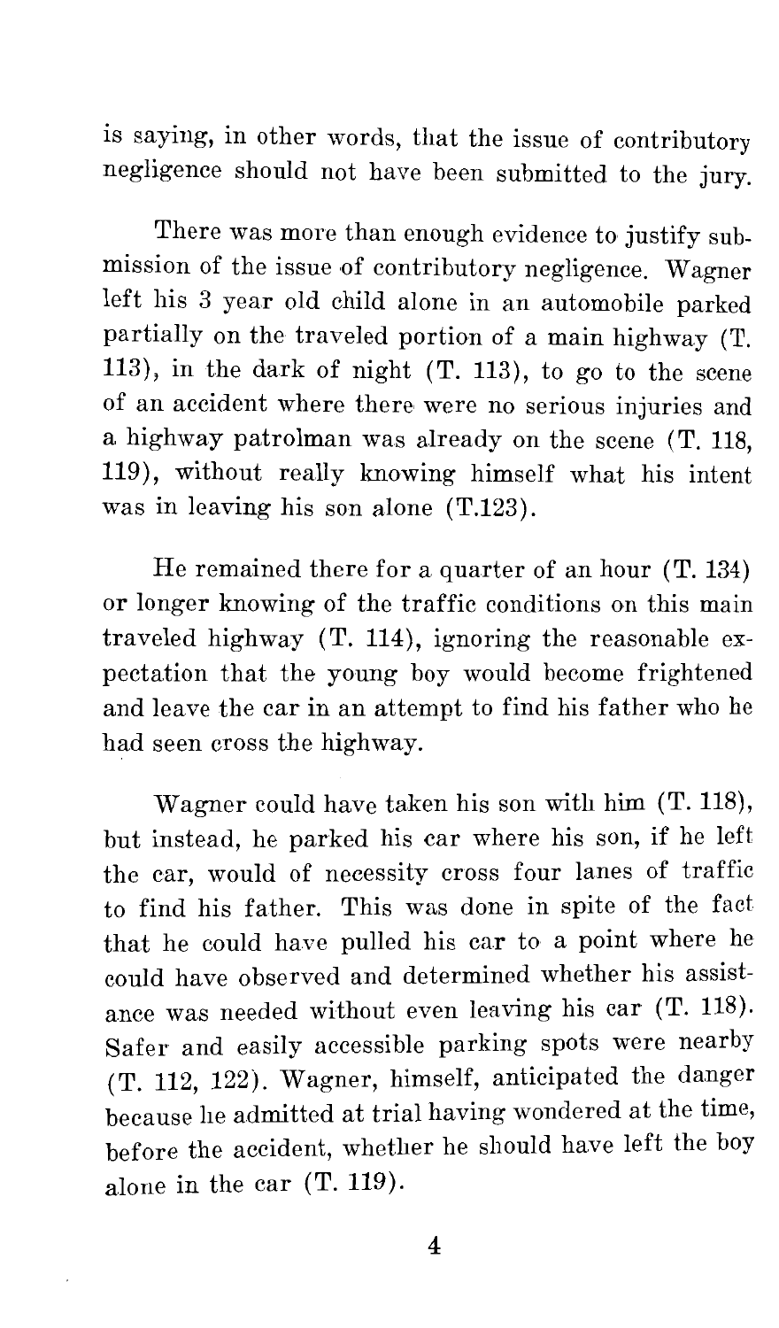is saying, in other words, that the issue of contributory negligence should not have been submitted to the jury.

There was more than enough evidence to justify submission of the issue of contributory negligence. Wagner left his 3 year old child alone in an automobile parked partially on the traveled portion of a main highway (T. 113), in the dark of night (T. 113), to go to the scene of an accident where there were no serious injuries and a highway patrolman was already on the scene (T. 118, 119), without really knowing himself what his intent was in leaving his son alone (T.123).

He remained there for a quarter of an hour (T. 134) or longer knowing of the traffic conditions on this main traveled highway (T. 114), ignoring the reasonable expectation that the young boy would become frightened and leave the car in an attempt to find his father who he had seen cross the highway.

Wagner could have taken his son with him (T. 118), but instead, he parked his car where his son, if he left the car, would of necessity cross four lanes of traffic to find his father. This was done in spite of the fact that he could have pulled his car to a point where he could have observed and determined whether his assistance was needed without even leaving his car (T. 118). Safer and easily accessible parking spots were nearby (T. 112, 122). Wagner, himself, anticipated the danger because he admitted at trial having wondered at the time, before the accident, whether he should have left the boy alone in the car (T. 119).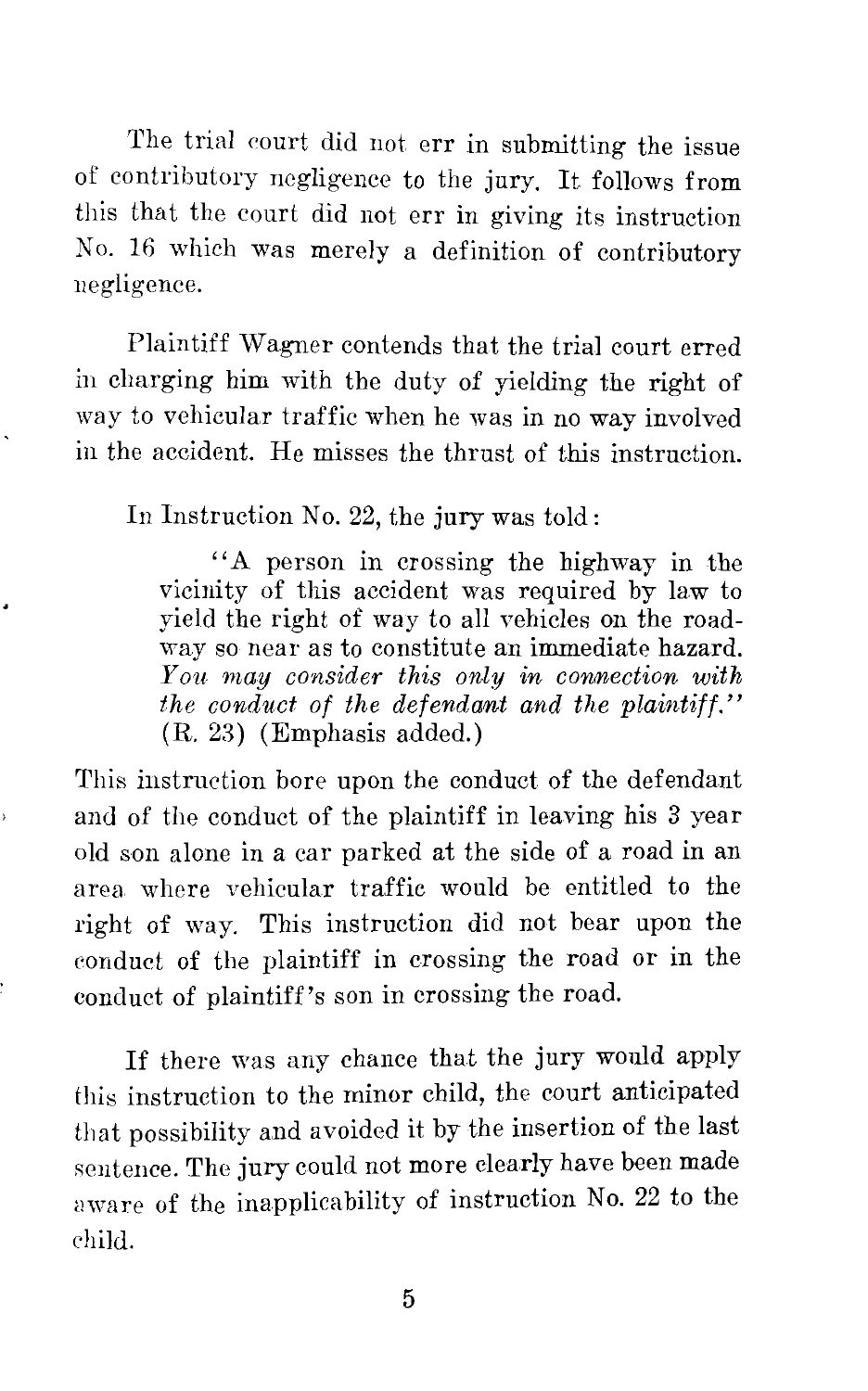The trial court did not err in submitting the issue of contributory negligence to the jury. It follows from this that the court did not err in giving its instruction No. 16 which was merely a definition of contributory negligence.

Plaintiff Wagner contends that the trial court erred in charging him with the duty of yielding the right of way to vehicular traffic when he was in no way involved in the accident. He misses the thrust of this instruction.

In Instruction No. 22, the jury was told:

> "A person in crossing the highway in the vicinity of this accident was required by law to yield the right of way to all vehicles on the roadway so near as to constitute an immediate hazard. *You may consider this only in connection with the conduct of the defendant and the plaintiff.*" (R. 23) (Emphasis added.)

This instruction bore upon the conduct of the defendant and of the conduct of the plaintiff in leaving his 3 year old son alone in a car parked at the side of a road in an area where vehicular traffic would be entitled to the right of way. This instruction did not bear upon the conduct of the plaintiff in crossing the road or in the conduct of plaintiff's son in crossing the road.

If there was any chance that the jury would apply this instruction to the minor child, the court anticipated that possibility and avoided it by the insertion of the last sentence. The jury could not more clearly have been made aware of the inapplicability of instruction No. 22 to the child.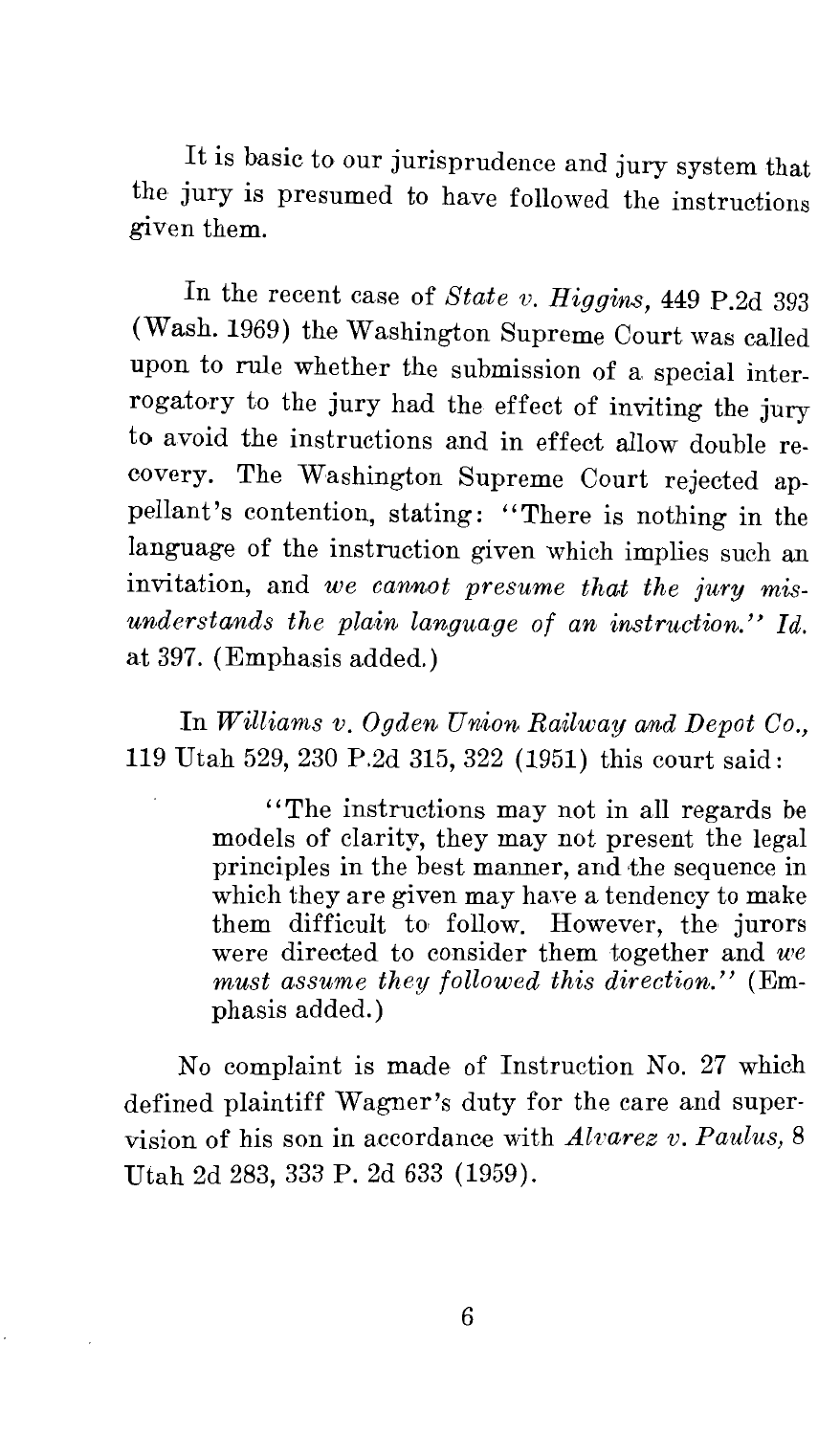It is basic to our jurisprudence and jury system that the jury is presumed to have followed the instructions given them.

In the recent case of *State v. Higgins*, 449 P.2d 393 (Wash. 1969) the Washington Supreme Court was called upon to rule whether the submission of a special interrogatory to the jury had the effect of inviting the jury to avoid the instructions and in effect allow double recovery. The Washington Supreme Court rejected appellant's contention, stating: "There is nothing in the language of the instruction given which implies such an invitation, and *we cannot presume that the jury misunderstands the plain language of an instruction.*" *Id.* at 397. (Emphasis added.)

In *Williams v. Ogden Union Railway and Depot Co.*, 119 Utah 529, 230 P.2d 315, 322 (1951) this court said:

> "The instructions may not in all regards be models of clarity, they may not present the legal principles in the best manner, and the sequence in which they are given may have a tendency to make them difficult to follow. However, the jurors were directed to consider them together and *we must assume they followed this direction.*" (Emphasis added.)

No complaint is made of Instruction No. 27 which defined plaintiff Wagner's duty for the care and supervision of his son in accordance with *Alvarez v. Paulus*, 8 Utah 2d 283, 333 P. 2d 633 (1959).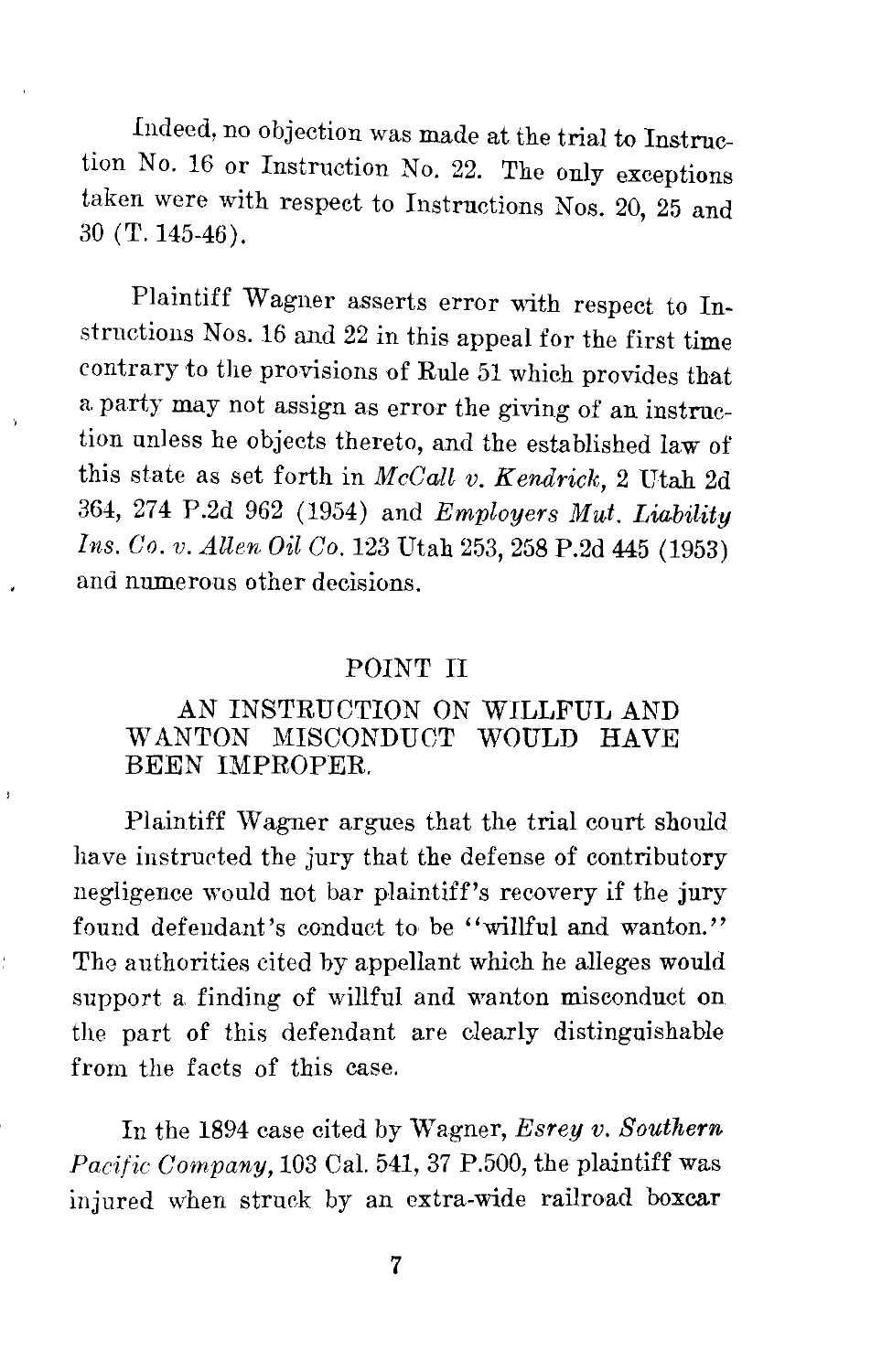Indeed, no objection was made at the trial to Instruction No. 16 or Instruction No. 22. The only exceptions taken were with respect to Instructions Nos. 20, 25 and 30 (T. 145-46).

Plaintiff Wagner asserts error with respect to Instructions Nos. 16 and 22 in this appeal for the first time contrary to the provisions of Rule 51 which provides that a party may not assign as error the giving of an instruction unless he objects thereto, and the established law of this state as set forth in *McCall v. Kendrick*, 2 Utah 2d 364, 274 P.2d 962 (1954) and *Employers Mut. Liability Ins. Co. v. Allen Oil Co.* 123 Utah 253, 258 P.2d 445 (1953) and numerous other decisions.

## POINT II

### AN INSTRUCTION ON WILLFUL AND WANTON MISCONDUCT WOULD HAVE BEEN IMPROPER.

Plaintiff Wagner argues that the trial court should have instructed the jury that the defense of contributory negligence would not bar plaintiff's recovery if the jury found defendant's conduct to be "willful and wanton." The authorities cited by appellant which he alleges would support a finding of willful and wanton misconduct on the part of this defendant are clearly distinguishable from the facts of this case.

In the 1894 case cited by Wagner, *Esrey v. Southern Pacific Company*, 103 Cal. 541, 37 P.500, the plaintiff was injured when struck by an extra-wide railroad boxcar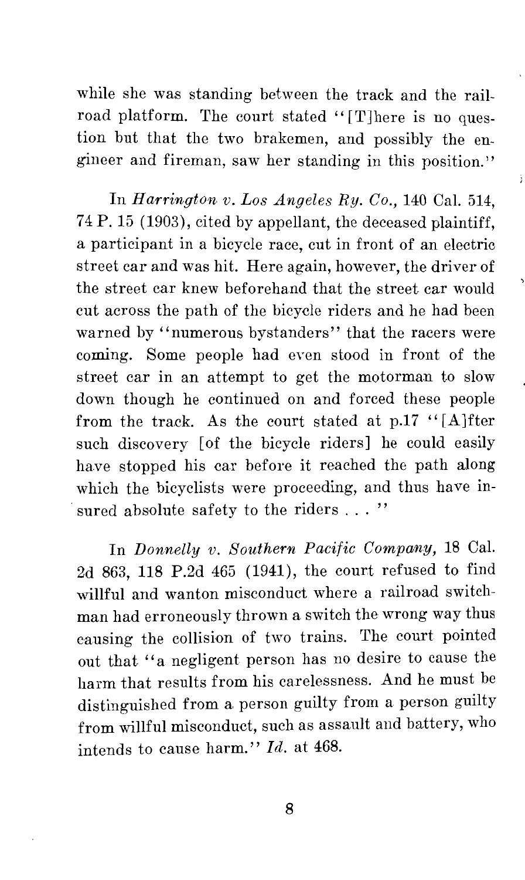while she was standing between the track and the railroad platform. The court stated "[T]here is no question but that the two brakemen, and possibly the engineer and fireman, saw her standing in this position."

In *Harrington v. Los Angeles Ry. Co.*, 140 Cal. 514, 74 P. 15 (1903), cited by appellant, the deceased plaintiff, a participant in a bicycle race, cut in front of an electric street car and was hit. Here again, however, the driver of the street car knew beforehand that the street car would cut across the path of the bicycle riders and he had been warned by "numerous bystanders" that the racers were coming. Some people had even stood in front of the street car in an attempt to get the motorman to slow down though he continued on and forced these people from the track. As the court stated at p.17 "[A]fter such discovery [of the bicycle riders] he could easily have stopped his car before it reached the path along which the bicyclists were proceeding, and thus have insured absolute safety to the riders . . . "

In *Donnelly v. Southern Pacific Company*, 18 Cal. 2d 863, 118 P.2d 465 (1941), the court refused to find willful and wanton misconduct where a railroad switchman had erroneously thrown a switch the wrong way thus causing the collision of two trains. The court pointed out that "a negligent person has no desire to cause the harm that results from his carelessness. And he must be distinguished from a person guilty from a person guilty from willful misconduct, such as assault and battery, who intends to cause harm." *Id.* at 468.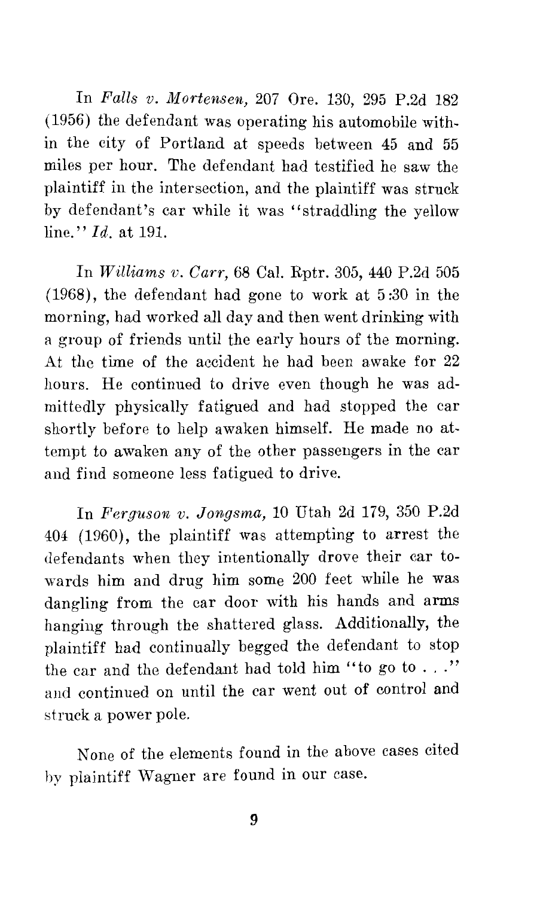In *Falls v. Mortensen,* 207 Ore. 130, 295 P.2d 182 (1956) the defendant was operating his automobile within the city of Portland at speeds between 45 and 55 miles per hour. The defendant had testified he saw the plaintiff in the intersection, and the plaintiff was struck by defendant's car while it was "straddling the yellow line." *Id.* at 191.

In *Williams v. Carr,* 68 Cal. Rptr. 305, 440 P.2d 505 (1968), the defendant had gone to work at 5:30 in the morning, had worked all day and then went drinking with a group of friends until the early hours of the morning. At the time of the accident he had been awake for 22 hours. He continued to drive even though he was admittedly physically fatigued and had stopped the car shortly before to help awaken himself. He made no attempt to awaken any of the other passengers in the car and find someone less fatigued to drive.

In *Ferguson v. Jongsma,* 10 Utah 2d 179, 350 P.2d 404 (1960), the plaintiff was attempting to arrest the defendants when they intentionally drove their car towards him and drug him some 200 feet while he was dangling from the car door with his hands and arms hanging through the shattered glass. Additionally, the plaintiff had continually begged the defendant to stop the car and the defendant had told him "to go to . . ." and continued on until the car went out of control and struck a power pole.

None of the elements found in the above cases cited by plaintiff Wagner are found in our case.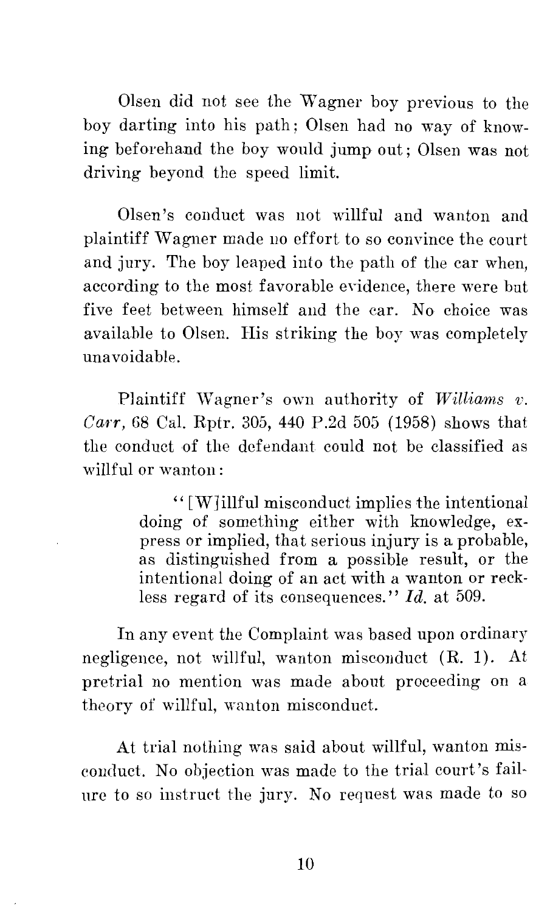Olsen did not see the Wagner boy previous to the boy darting into his path; Olsen had no way of knowing beforehand the boy would jump out; Olsen was not driving beyond the speed limit.

Olsen's conduct was not willful and wanton and plaintiff Wagner made no effort to so convince the court and jury. The boy leaped into the path of the car when, according to the most favorable evidence, there were but five feet between himself and the car. No choice was available to Olsen. His striking the boy was completely unavoidable.

Plaintiff Wagner's own authority of *Williams v. Carr*, 68 Cal. Rptr. 305, 440 P.2d 505 (1958) shows that the conduct of the defendant could not be classified as willful or wanton:

> "[W]illful misconduct implies the intentional doing of something either with knowledge, express or implied, that serious injury is a probable, as distinguished from a possible result, or the intentional doing of an act with a wanton or reckless regard of its consequences." *Id.* at 509.

In any event the Complaint was based upon ordinary negligence, not willful, wanton misconduct (R. 1). At pretrial no mention was made about proceeding on a theory of willful, wanton misconduct.

At trial nothing was said about willful, wanton misconduct. No objection was made to the trial court's failure to so instruct the jury. No request was made to so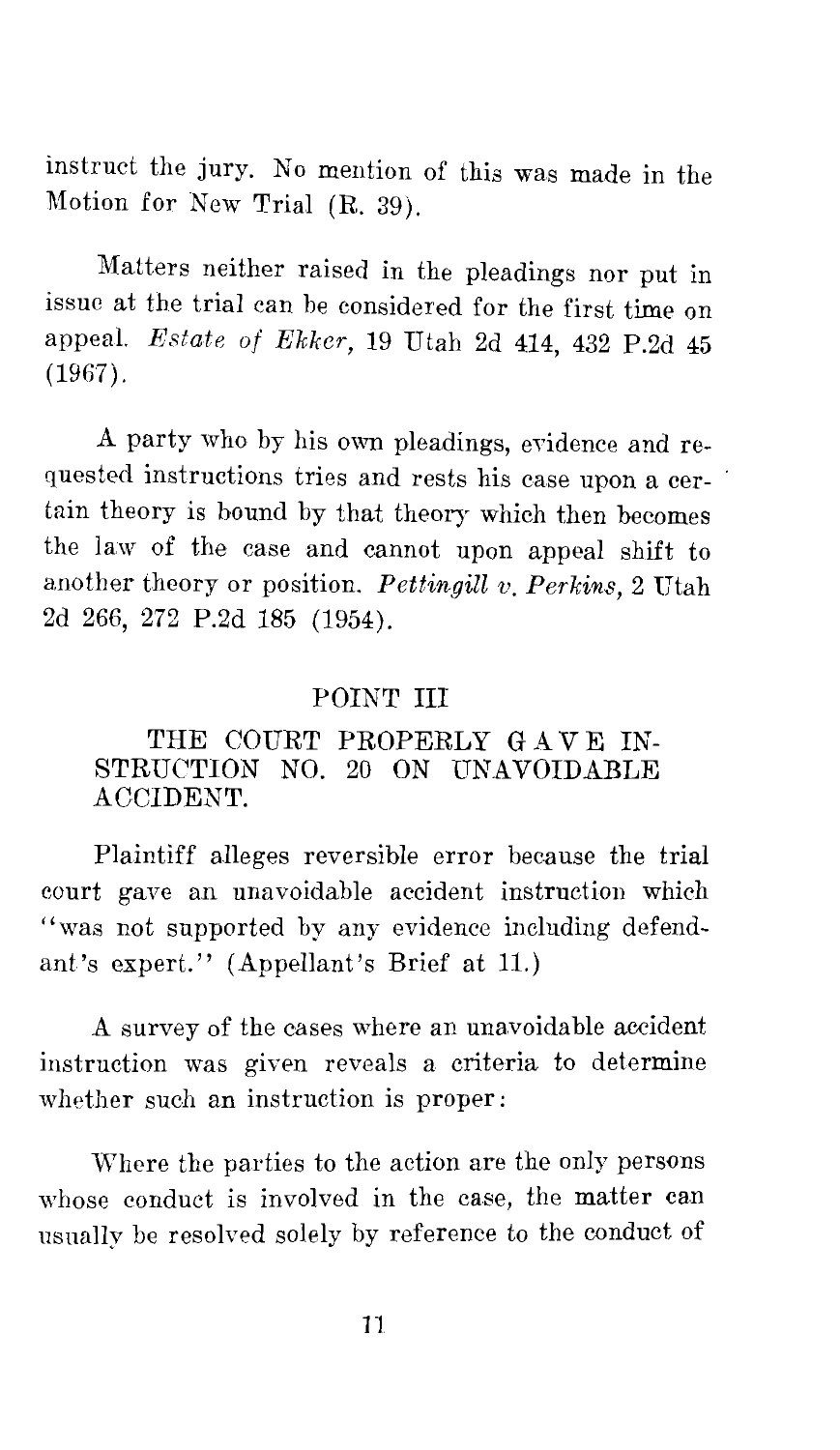instruct the jury. No mention of this was made in the Motion for New Trial (R. 39).

Matters neither raised in the pleadings nor put in issue at the trial can be considered for the first time on appeal. *Estate of Ekker*, 19 Utah 2d 414, 432 P.2d 45 (1967).

A party who by his own pleadings, evidence and requested instructions tries and rests his case upon a certain theory is bound by that theory which then becomes the law of the case and cannot upon appeal shift to another theory or position. *Pettingill v. Perkins*, 2 Utah 2d 266, 272 P.2d 185 (1954).

## POINT III

### THE COURT PROPERLY GAVE INSTRUCTION NO. 20 ON UNAVOIDABLE ACCIDENT.

Plaintiff alleges reversible error because the trial court gave an unavoidable accident instruction which "was not supported by any evidence including defendant's expert." (Appellant's Brief at 11.)

A survey of the cases where an unavoidable accident instruction was given reveals a criteria to determine whether such an instruction is proper:

Where the parties to the action are the only persons whose conduct is involved in the case, the matter can usually be resolved solely by reference to the conduct of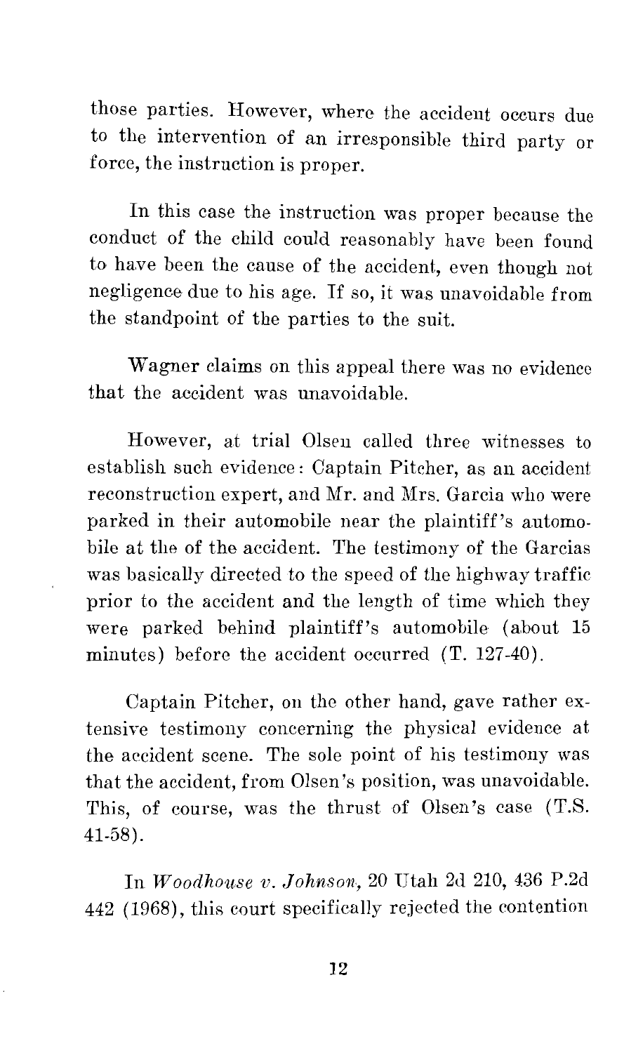those parties. However, where the accident occurs due to the intervention of an irresponsible third party or force, the instruction is proper.

In this case the instruction was proper because the conduct of the child could reasonably have been found to have been the cause of the accident, even though not negligence due to his age. If so, it was unavoidable from the standpoint of the parties to the suit.

Wagner claims on this appeal there was no evidence that the accident was unavoidable.

However, at trial Olsen called three witnesses to establish such evidence: Captain Pitcher, as an accident reconstruction expert, and Mr. and Mrs. Garcia who were parked in their automobile near the plaintiff's automobile at the of the accident. The testimony of the Garcias was basically directed to the speed of the highway traffic prior to the accident and the length of time which they were parked behind plaintiff's automobile (about 15 minutes) before the accident occurred (T. 127-40).

Captain Pitcher, on the other hand, gave rather extensive testimony concerning the physical evidence at the accident scene. The sole point of his testimony was that the accident, from Olsen's position, was unavoidable. This, of course, was the thrust of Olsen's case (T.S. 41-58).

In *Woodhouse v. Johnson*, 20 Utah 2d 210, 436 P.2d 442 (1968), this court specifically rejected the contention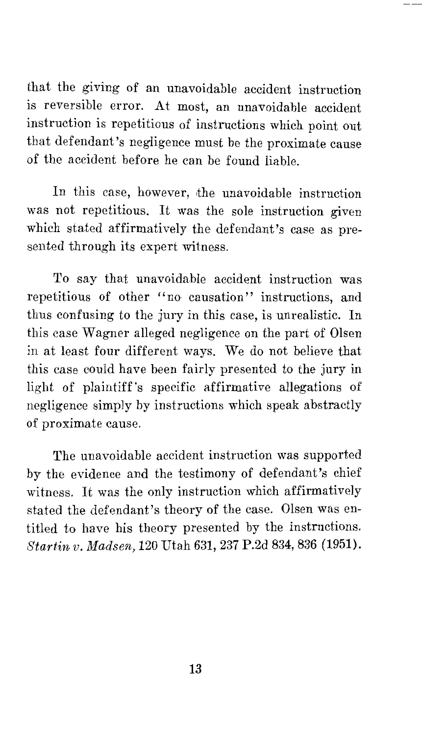that the giving of an unavoidable accident instruction is reversible error. At most, an unavoidable accident instruction is repetitious of instructions which point out that defendant's negligence must be the proximate cause of the accident before he can be found liable.

In this case, however, the unavoidable instruction was not repetitious. It was the sole instruction given which stated affirmatively the defendant's case as presented through its expert witness.

To say that unavoidable accident instruction was repetitious of other "no causation" instructions, and thus confusing to the jury in this case, is unrealistic. In this case Wagner alleged negligence on the part of Olsen in at least four different ways. We do not believe that this case could have been fairly presented to the jury in light of plaintiff's specific affirmative allegations of negligence simply by instructions which speak abstractly of proximate cause.

The unavoidable accident instruction was supported by the evidence and the testimony of defendant's chief witness. It was the only instruction which affirmatively stated the defendant's theory of the case. Olsen was entitled to have his theory presented by the instructions. *Startin v. Madsen,* 120 Utah 631, 237 P.2d 834, 836 (1951).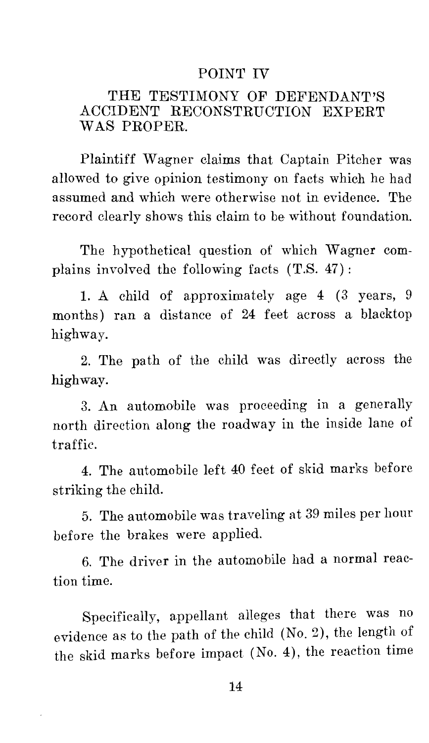## POINT IV

### THE TESTIMONY OF DEFENDANT'S ACCIDENT RECONSTRUCTION EXPERT WAS PROPER.

Plaintiff Wagner claims that Captain Pitcher was allowed to give opinion testimony on facts which he had assumed and which were otherwise not in evidence. The record clearly shows this claim to be without foundation.

The hypothetical question of which Wagner complains involved the following facts (T.S. 47):

1. A child of approximately age 4 (3 years, 9 months) ran a distance of 24 feet across a blacktop highway.

2. The path of the child was directly across the highway.

3. An automobile was proceeding in a generally north direction along the roadway in the inside lane of traffic.

4. The automobile left 40 feet of skid marks before striking the child.

5. The automobile was traveling at 39 miles per hour before the brakes were applied.

6. The driver in the automobile had a normal reaction time.

Specifically, appellant alleges that there was no evidence as to the path of the child (No. 2), the length of the skid marks before impact (No. 4), the reaction time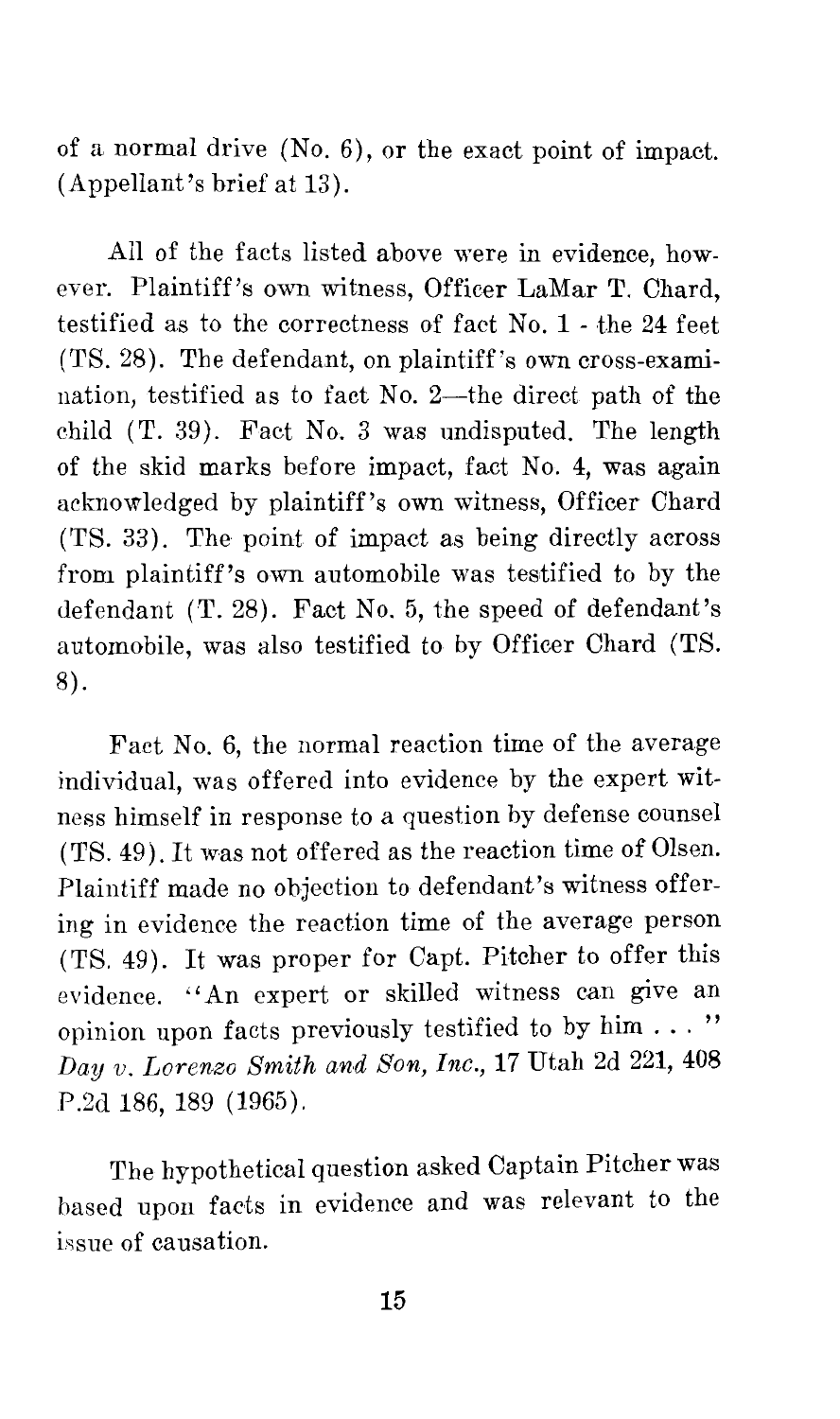of a normal drive (No. 6), or the exact point of impact. (Appellant's brief at 13).

All of the facts listed above were in evidence, however. Plaintiff's own witness, Officer LaMar T. Chard, testified as to the correctness of fact No. 1 - the 24 feet (TS. 28). The defendant, on plaintiff's own cross-examination, testified as to fact No. 2—the direct path of the child (T. 39). Fact No. 3 was undisputed. The length of the skid marks before impact, fact No. 4, was again acknowledged by plaintiff's own witness, Officer Chard (TS. 33). The point of impact as being directly across from plaintiff's own automobile was testified to by the defendant (T. 28). Fact No. 5, the speed of defendant's automobile, was also testified to by Officer Chard (TS. 8).

Fact No. 6, the normal reaction time of the average individual, was offered into evidence by the expert witness himself in response to a question by defense counsel (TS. 49). It was not offered as the reaction time of Olsen. Plaintiff made no objection to defendant's witness offering in evidence the reaction time of the average person (TS. 49). It was proper for Capt. Pitcher to offer this evidence. "An expert or skilled witness can give an opinion upon facts previously testified to by him . . . " *Day v. Lorenzo Smith and Son, Inc.*, 17 Utah 2d 221, 408 P.2d 186, 189 (1965).

The hypothetical question asked Captain Pitcher was based upon facts in evidence and was relevant to the issue of causation.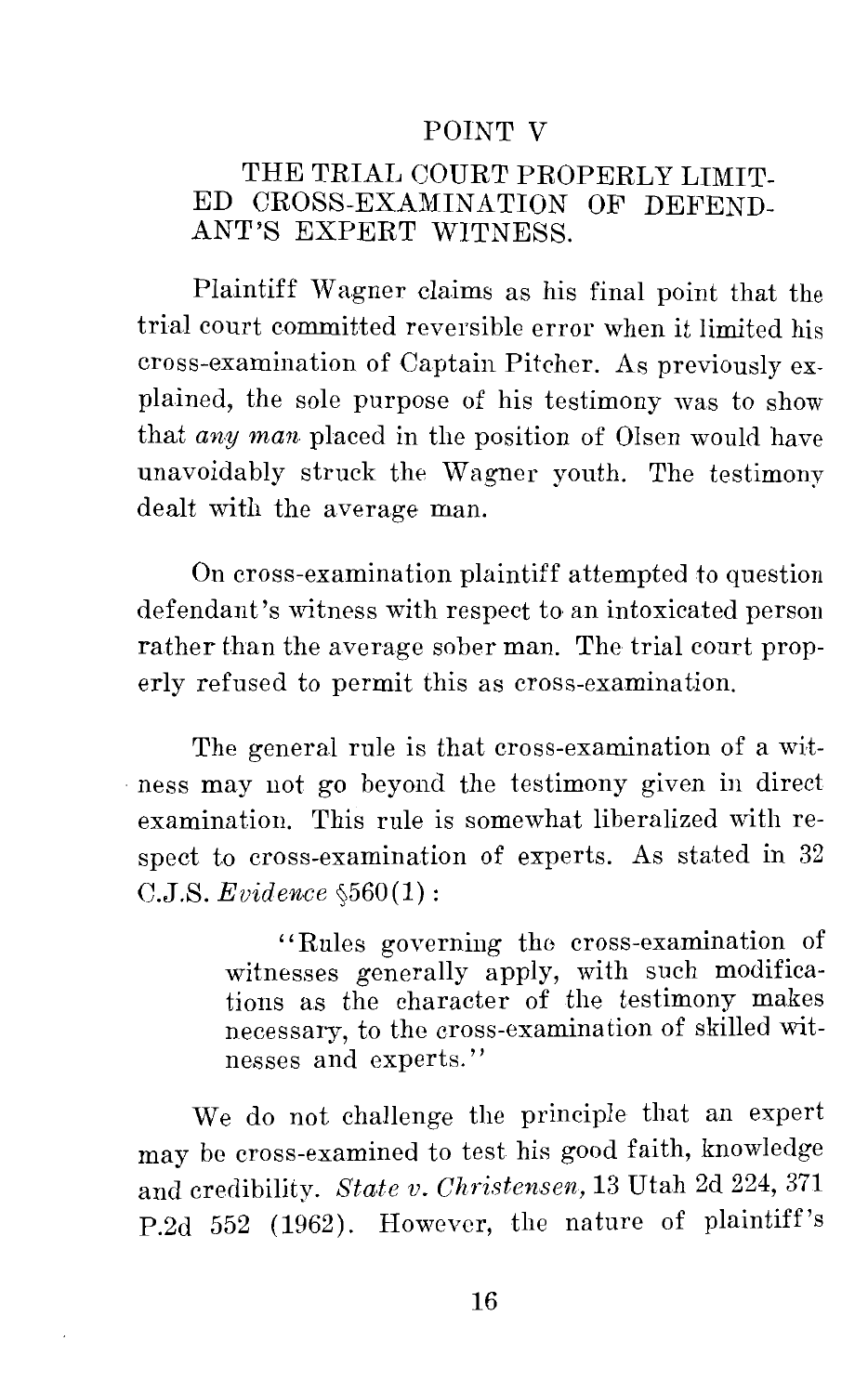## POINT V

### THE TRIAL COURT PROPERLY LIMITED CROSS-EXAMINATION OF DEFENDANT'S EXPERT WITNESS.

Plaintiff Wagner claims as his final point that the trial court committed reversible error when it limited his cross-examination of Captain Pitcher. As previously explained, the sole purpose of his testimony was to show that *any man* placed in the position of Olsen would have unavoidably struck the Wagner youth. The testimony dealt with the average man.

On cross-examination plaintiff attempted to question defendant's witness with respect to an intoxicated person rather than the average sober man. The trial court properly refused to permit this as cross-examination.

The general rule is that cross-examination of a witness may not go beyond the testimony given in direct examination. This rule is somewhat liberalized with respect to cross-examination of experts. As stated in 32 C.J.S. *Evidence* §560(1):

> "Rules governing the cross-examination of witnesses generally apply, with such modifications as the character of the testimony makes necessary, to the cross-examination of skilled witnesses and experts."

We do not challenge the principle that an expert may be cross-examined to test his good faith, knowledge and credibility. *State v. Christensen,* 13 Utah 2d 224, 371 P.2d 552 (1962). However, the nature of plaintiff's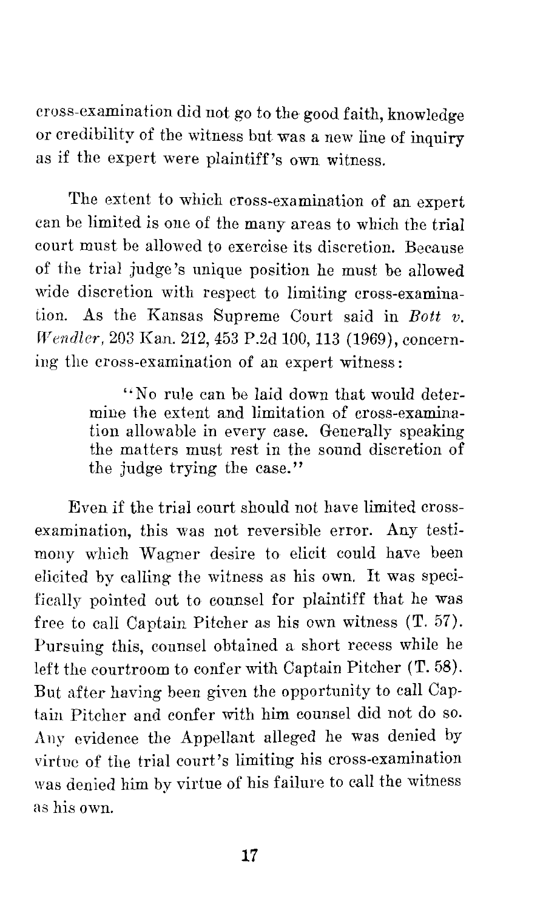cross-examination did not go to the good faith, knowledge or credibility of the witness but was a new line of inquiry as if the expert were plaintiff's own witness.

The extent to which cross-examination of an expert can be limited is one of the many areas to which the trial court must be allowed to exercise its discretion. Because of the trial judge's unique position he must be allowed wide discretion with respect to limiting cross-examination. As the Kansas Supreme Court said in *Bott v. Wendler*, 203 Kan. 212, 453 P.2d 100, 113 (1969), concerning the cross-examination of an expert witness:

> "No rule can be laid down that would determine the extent and limitation of cross-examination allowable in every case. Generally speaking the matters must rest in the sound discretion of the judge trying the case."

Even if the trial court should not have limited cross-examination, this was not reversible error. Any testimony which Wagner desire to elicit could have been elicited by calling the witness as his own. It was specifically pointed out to counsel for plaintiff that he was free to call Captain Pitcher as his own witness (T. 57). Pursuing this, counsel obtained a short recess while he left the courtroom to confer with Captain Pitcher (T. 58). But after having been given the opportunity to call Captain Pitcher and confer with him counsel did not do so. Any evidence the Appellant alleged he was denied by virtue of the trial court's limiting his cross-examination was denied him by virtue of his failure to call the witness as his own.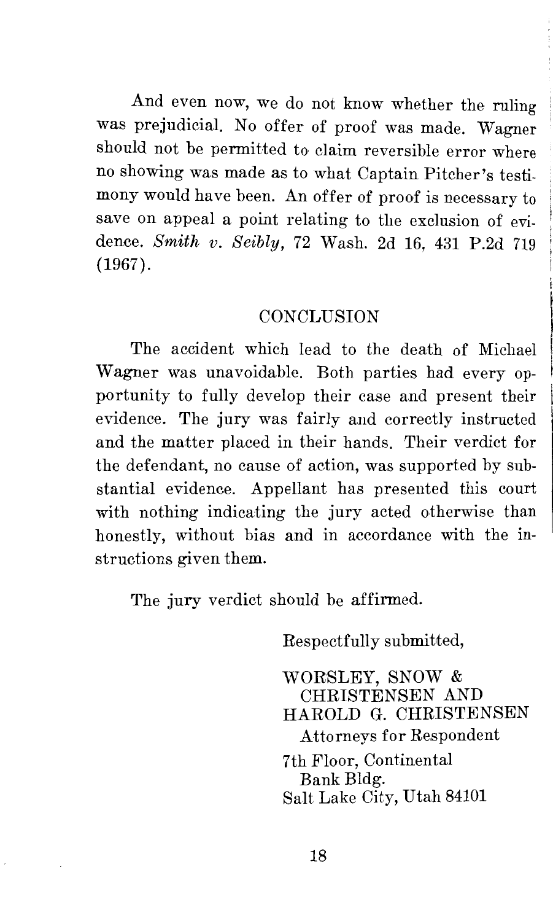And even now, we do not know whether the ruling was prejudicial. No offer of proof was made. Wagner should not be permitted to claim reversible error where no showing was made as to what Captain Pitcher's testimony would have been. An offer of proof is necessary to save on appeal a point relating to the exclusion of evidence. *Smith v. Seibly*, 72 Wash. 2d 16, 431 P.2d 719 (1967).

## CONCLUSION

The accident which lead to the death of Michael Wagner was unavoidable. Both parties had every opportunity to fully develop their case and present their evidence. The jury was fairly and correctly instructed and the matter placed in their hands. Their verdict for the defendant, no cause of action, was supported by substantial evidence. Appellant has presented this court with nothing indicating the jury acted otherwise than honestly, without bias and in accordance with the instructions given them.

The jury verdict should be affirmed.

Respectfully submitted,

WORSLEY, SNOW &
CHRISTENSEN AND
HAROLD G. CHRISTENSEN
Attorneys for Respondent
7th Floor, Continental
Bank Bldg.
Salt Lake City, Utah 84101